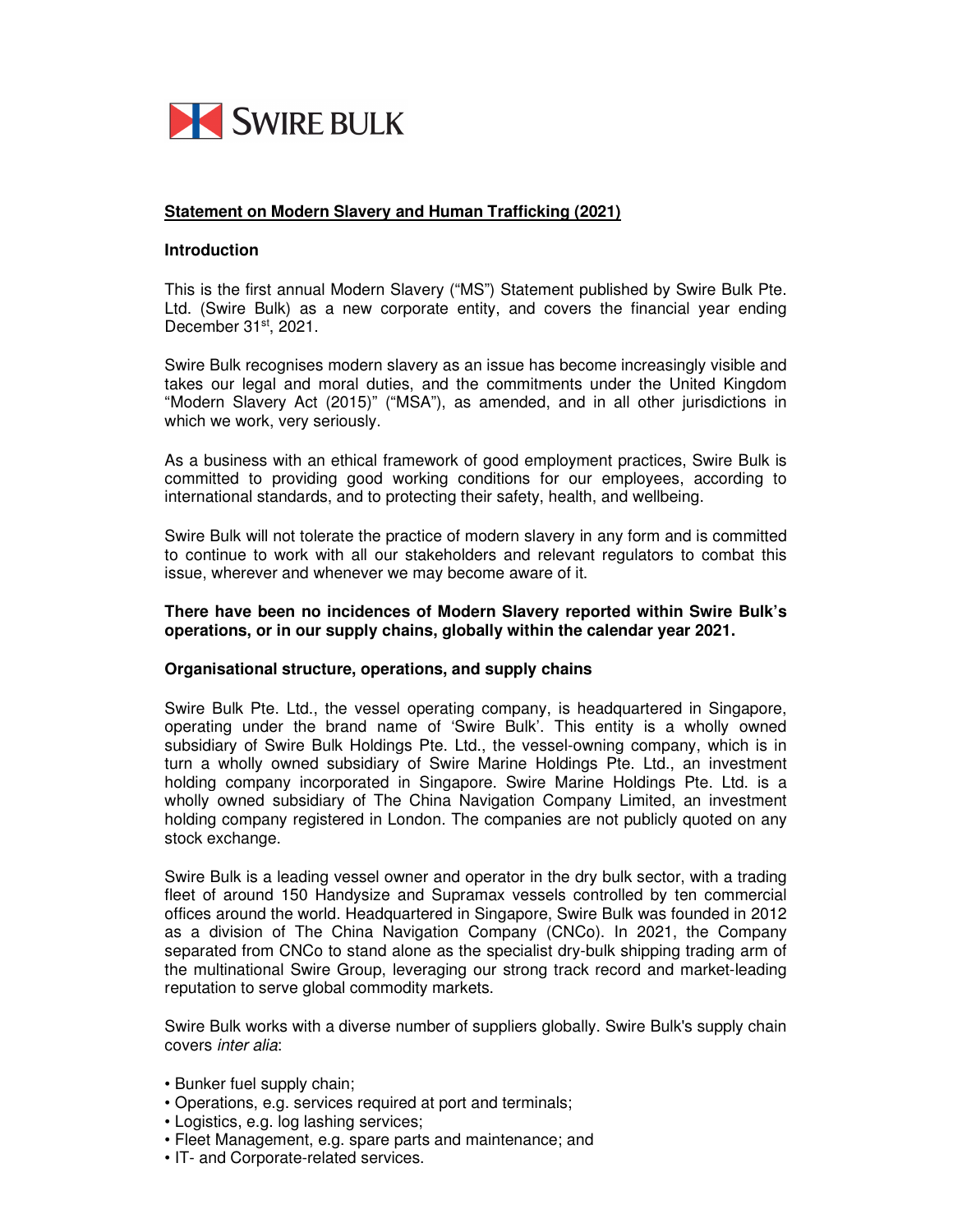SWIRE BULK

## Statement on Modern Slavery and Human Trafficking (2021)

### Introduction

This is the first annual Modern Slavery ("MS") Statement published by Swire Bulk Pte. Ltd. (Swire Bulk) as a new corporate entity, and covers the financial year ending December 31st, 2021.

Swire Bulk recognises modern slavery as an issue has become increasingly visible and takes our legal and moral duties, and the commitments under the United Kingdom "Modern Slavery Act (2015)" ("MSA"), as amended, and in all other jurisdictions in which we work, very seriously.

As a business with an ethical framework of good employment practices, Swire Bulk is committed to providing good working conditions for our employees, according to international standards, and to protecting their safety, health, and wellbeing.

Swire Bulk will not tolerate the practice of modern slavery in any form and is committed to continue to work with all our stakeholders and relevant regulators to combat this issue, wherever and whenever we may become aware of it.

**There have been no incidences of Modern Slavery reported within Swire Bulk's operations, or in our supply chains, globally within the calendar year 2021.**

### Organisational structure, operations, and supply chains

Swire Bulk Pte. Ltd., the vessel operating company, is headquartered in Singapore, operating under the brand name of 'Swire Bulk'. This entity is a wholly owned subsidiary of Swire Bulk Holdings Pte. Ltd., the vessel-owning company, which is in turn a wholly owned subsidiary of Swire Marine Holdings Pte. Ltd., an investment holding company incorporated in Singapore. Swire Marine Holdings Pte. Ltd. is a wholly owned subsidiary of The China Navigation Company Limited, an investment holding company registered in London. The companies are not publicly quoted on any stock exchange.

Swire Bulk is a leading vessel owner and operator in the dry bulk sector, with a trading fleet of around 150 Handysize and Supramax vessels controlled by ten commercial offices around the world. Headquartered in Singapore, Swire Bulk was founded in 2012 as a division of The China Navigation Company (CNCo). In 2021, the Company separated from CNCo to stand alone as the specialist dry-bulk shipping trading arm of the multinational Swire Group, leveraging our strong track record and market-leading reputation to serve global commodity markets.

Swire Bulk works with a diverse number of suppliers globally. Swire Bulk's supply chain covers *inter alia*:

- Bunker fuel supply chain;
- Operations, e.g. services required at port and terminals;
- Logistics, e.g. log lashing services;
- Fleet Management, e.g. spare parts and maintenance; and
- IT- and Corporate-related services.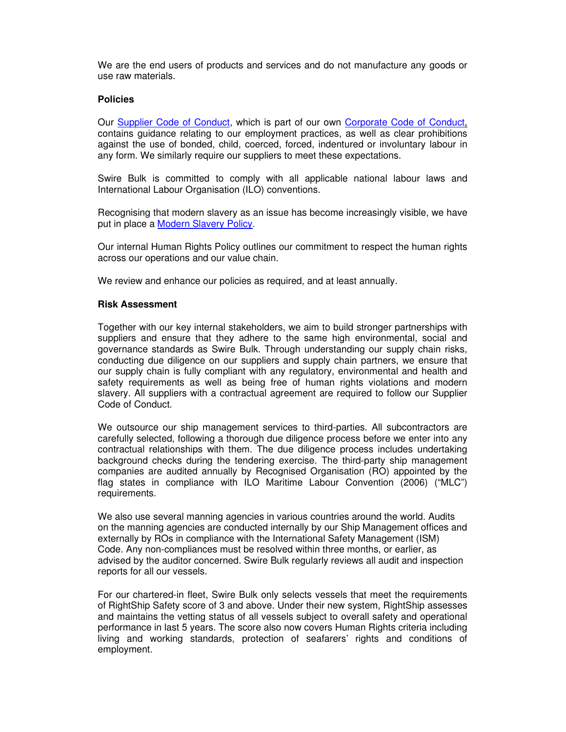We are the end users of products and services and do not manufacture any goods or use raw materials.

**Policies**

Our Supplier Code of Conduct, which is part of our own Corporate Code of Conduct, contains guidance relating to our employment practices, as well as clear prohibitions against the use of bonded, child, coerced, forced, indentured or involuntary labour in any form. We similarly require our suppliers to meet these expectations.

Swire Bulk is committed to comply with all applicable national labour laws and International Labour Organisation (ILO) conventions.

Recognising that modern slavery as an issue has become increasingly visible, we have put in place a Modern Slavery Policy.

Our internal Human Rights Policy outlines our commitment to respect the human rights across our operations and our value chain.

We review and enhance our policies as required, and at least annually.

**Risk Assessment**

Together with our key internal stakeholders, we aim to build stronger partnerships with suppliers and ensure that they adhere to the same high environmental, social and governance standards as Swire Bulk. Through understanding our supply chain risks, conducting due diligence on our suppliers and supply chain partners, we ensure that our supply chain is fully compliant with any regulatory, environmental and health and safety requirements as well as being free of human rights violations and modern slavery. All suppliers with a contractual agreement are required to follow our Supplier Code of Conduct.

We outsource our ship management services to third-parties. All subcontractors are carefully selected, following a thorough due diligence process before we enter into any contractual relationships with them. The due diligence process includes undertaking background checks during the tendering exercise. The third-party ship management companies are audited annually by Recognised Organisation (RO) appointed by the flag states in compliance with ILO Maritime Labour Convention (2006) ("MLC") requirements.

We also use several manning agencies in various countries around the world. Audits on the manning agencies are conducted internally by our Ship Management offices and externally by ROs in compliance with the International Safety Management (ISM) Code. Any non-compliances must be resolved within three months, or earlier, as advised by the auditor concerned. Swire Bulk regularly reviews all audit and inspection reports for all our vessels.

For our chartered-in fleet, Swire Bulk only selects vessels that meet the requirements of RightShip Safety score of 3 and above. Under their new system, RightShip assesses and maintains the vetting status of all vessels subject to overall safety and operational performance in last 5 years. The score also now covers Human Rights criteria including living and working standards, protection of seafarers' rights and conditions of employment.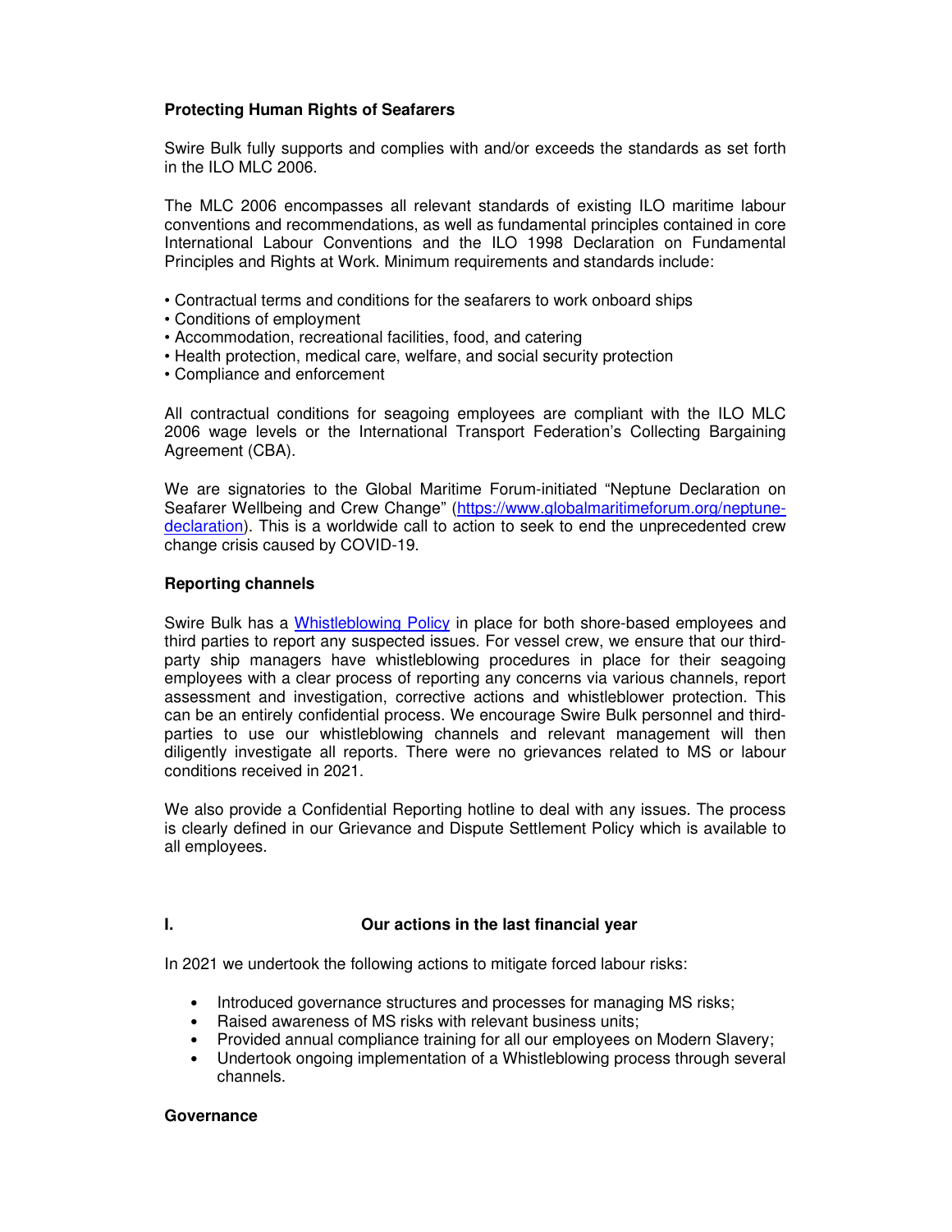**Protecting Human Rights of Seafarers**

Swire Bulk fully supports and complies with and/or exceeds the standards as set forth in the ILO MLC 2006.

The MLC 2006 encompasses all relevant standards of existing ILO maritime labour conventions and recommendations, as well as fundamental principles contained in core International Labour Conventions and the ILO 1998 Declaration on Fundamental Principles and Rights at Work. Minimum requirements and standards include:

- Contractual terms and conditions for the seafarers to work onboard ships
- Conditions of employment
- Accommodation, recreational facilities, food, and catering
- Health protection, medical care, welfare, and social security protection
- Compliance and enforcement

All contractual conditions for seagoing employees are compliant with the ILO MLC 2006 wage levels or the International Transport Federation's Collecting Bargaining Agreement (CBA).

We are signatories to the Global Maritime Forum-initiated "Neptune Declaration on Seafarer Wellbeing and Crew Change" (https://www.globalmaritimeforum.org/neptune-declaration). This is a worldwide call to action to seek to end the unprecedented crew change crisis caused by COVID-19.

**Reporting channels**

Swire Bulk has a Whistleblowing Policy in place for both shore-based employees and third parties to report any suspected issues. For vessel crew, we ensure that our third-party ship managers have whistleblowing procedures in place for their seagoing employees with a clear process of reporting any concerns via various channels, report assessment and investigation, corrective actions and whistleblower protection. This can be an entirely confidential process. We encourage Swire Bulk personnel and third-parties to use our whistleblowing channels and relevant management will then diligently investigate all reports. There were no grievances related to MS or labour conditions received in 2021.

We also provide a Confidential Reporting hotline to deal with any issues. The process is clearly defined in our Grievance and Dispute Settlement Policy which is available to all employees.

## I. Our actions in the last financial year

In 2021 we undertook the following actions to mitigate forced labour risks:

- Introduced governance structures and processes for managing MS risks;
- Raised awareness of MS risks with relevant business units;
- Provided all annual compliance training for all our employees on Modern Slavery;
- Undertook ongoing implementation of a Whistleblowing process through several channels.

**Governance**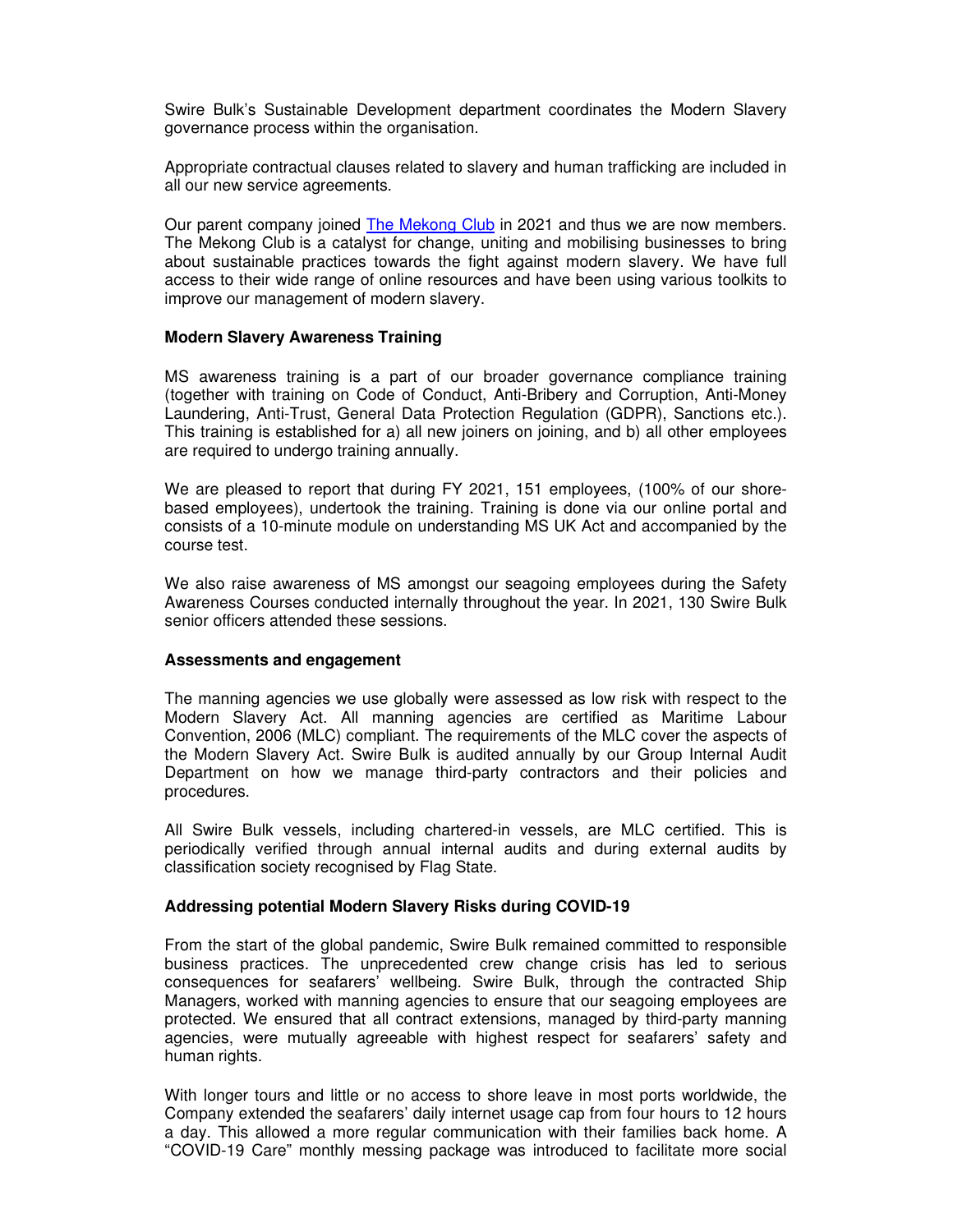Swire Bulk's Sustainable Development department coordinates the Modern Slavery governance process within the organisation.

Appropriate contractual clauses related to slavery and human trafficking are included in all our new service agreements.

Our parent company joined The Mekong Club in 2021 and thus we are now members. The Mekong Club is a catalyst for change, uniting and mobilising businesses to bring about sustainable practices towards the fight against modern slavery. We have full access to their wide range of online resources and have been using various toolkits to improve our management of modern slavery.

**Modern Slavery Awareness Training**

MS awareness training is a part of our broader governance compliance training (together with training on Code of Conduct, Anti-Bribery and Corruption, Anti-Money Laundering, Anti-Trust, General Data Protection Regulation (GDPR), Sanctions etc.). This training is established for a) all new joiners on joining, and b) all other employees are required to undergo training annually.

We are pleased to report that during FY 2021, 151 employees, (100% of our shore-based employees), undertook the training. Training is done via our online portal and consists of a 10-minute module on understanding MS UK Act and accompanied by the course test.

We also raise awareness of MS amongst our seagoing employees during the Safety Awareness Courses conducted internally throughout the year. In 2021, 130 Swire Bulk senior officers attended these sessions.

**Assessments and engagement**

The manning agencies we use globally were assessed as low risk with respect to the Modern Slavery Act. All manning agencies are certified as Maritime Labour Convention, 2006 (MLC) compliant. The requirements of the MLC cover the aspects of the Modern Slavery Act. Swire Bulk is audited annually by our Group Internal Audit Department on how we manage third-party contractors and their policies and procedures.

All Swire Bulk vessels, including chartered-in vessels, are MLC certified. This is periodically verified through annual internal audits and during external audits by classification society recognised by Flag State.

**Addressing potential Modern Slavery Risks during COVID-19**

From the start of the global pandemic, Swire Bulk remained committed to responsible business practices. The unprecedented crew change crisis has led to serious consequences for seafarers' wellbeing. Swire Bulk, through the contracted Ship Managers, worked with manning agencies to ensure that our seagoing employees are protected. We ensured that all contract extensions, managed by third-party manning agencies, were mutually agreeable with highest respect for seafarers' safety and human rights.

With longer tours and little or no access to shore leave in most ports worldwide, the Company extended the seafarers' daily internet usage cap from four hours to 12 hours a day. This allowed a more regular communication with their families back home. A "COVID-19 Care" monthly messing package was introduced to facilitate more social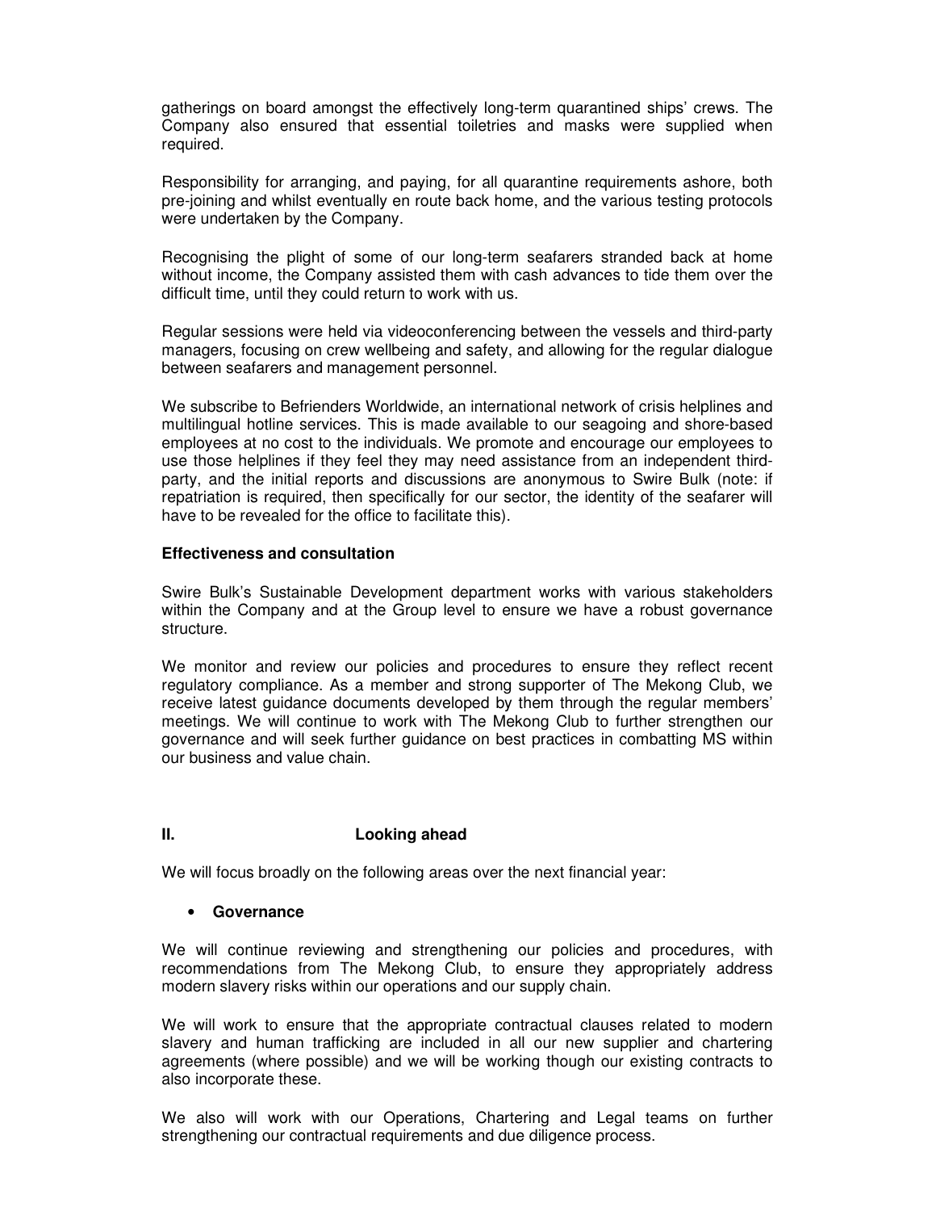gatherings on board amongst the effectively long-term quarantined ships' crews. The Company also ensured that essential toiletries and masks were supplied when required.

Responsibility for arranging, and paying, for all quarantine requirements ashore, both pre-joining and whilst eventually en route back home, and the various testing protocols were undertaken by the Company.

Recognising the plight of some of our long-term seafarers stranded back at home without income, the Company assisted them with cash advances to tide them over the difficult time, until they could return to work with us.

Regular sessions were held via videoconferencing between the vessels and third-party managers, focusing on crew wellbeing and safety, and allowing for the regular dialogue between seafarers and management personnel.

We subscribe to Befrienders Worldwide, an international network of crisis helplines and multilingual hotline services. This is made available to our seagoing and shore-based employees at no cost to the individuals. We promote and encourage our employees to use those helplines if they feel they may need assistance from an independent third-party, and the initial reports and discussions are anonymous to Swire Bulk (note: if repatriation is required, then specifically for our sector, the identity of the seafarer will have to be revealed for the office to facilitate this).

**Effectiveness and consultation**

Swire Bulk's Sustainable Development department works with various stakeholders within the Company and at the Group level to ensure we have a robust governance structure.

We monitor and review our policies and procedures to ensure they reflect recent regulatory compliance. As a member and strong supporter of The Mekong Club, we receive latest guidance documents developed by them through the regular members' meetings. We will continue to work with The Mekong Club to further strengthen our governance and will seek further guidance on best practices in combatting MS within our business and value chain.

## II. Looking ahead

We will focus broadly on the following areas over the next financial year:

- **Governance**

We will continue reviewing and strengthening our policies and procedures, with recommendations from The Mekong Club, to ensure they appropriately address modern slavery risks within our operations and our supply chain.

We will work to ensure that the appropriate contractual clauses related to modern slavery and human trafficking are included in all our new supplier and chartering agreements (where possible) and we will be working though our existing contracts to also incorporate these.

We also will work with our Operations, Chartering and Legal teams on further strengthening our contractual requirements and due diligence process.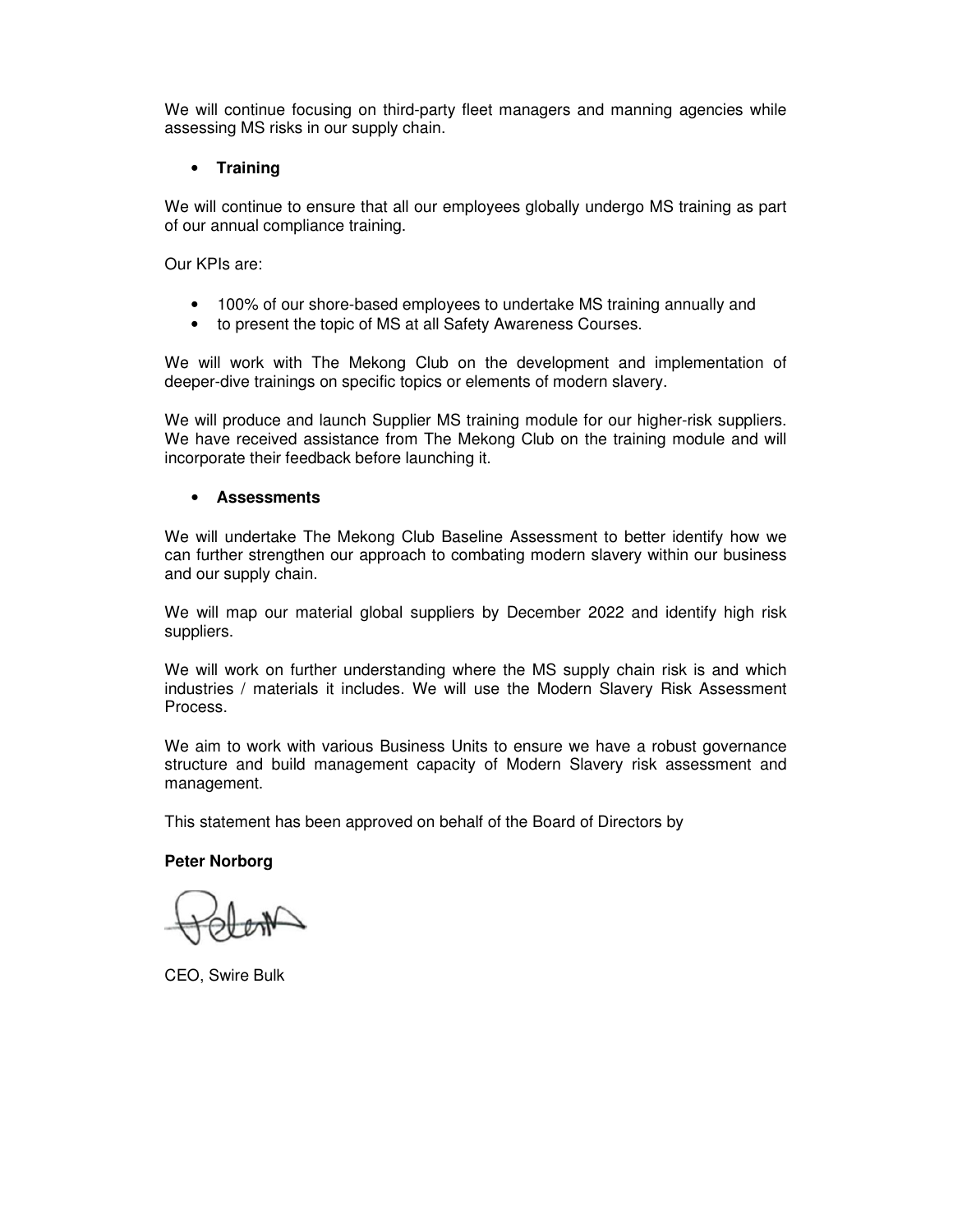We will continue focusing on third-party fleet managers and manning agencies while assessing MS risks in our supply chain.

- **Training**

We will continue to ensure that all our employees globally undergo MS training as part of our annual compliance training.

Our KPIs are:

- 100% of our shore-based employees to undertake MS training annually and
- to present the topic of MS at all Safety Awareness Courses.

We will work with The Mekong Club on the development and implementation of deeper-dive trainings on specific topics or elements of modern slavery.

We will produce and launch Supplier MS training module for our higher-risk suppliers. We have received assistance from The Mekong Club on the training module and will incorporate their feedback before launching it.

- **Assessments**

We will undertake The Mekong Club Baseline Assessment to better identify how we can further strengthen our approach to combating modern slavery within our business and our supply chain.

We will map our material global suppliers by December 2022 and identify high risk suppliers.

We will work on further understanding where the MS supply chain risk is and which industries / materials it includes. We will use the Modern Slavery Risk Assessment Process.

We aim to work with various Business Units to ensure we have a robust governance structure and build management capacity of Modern Slavery risk assessment and management.

This statement has been approved on behalf of the Board of Directors by

**Peter Norborg**

CEO, Swire Bulk